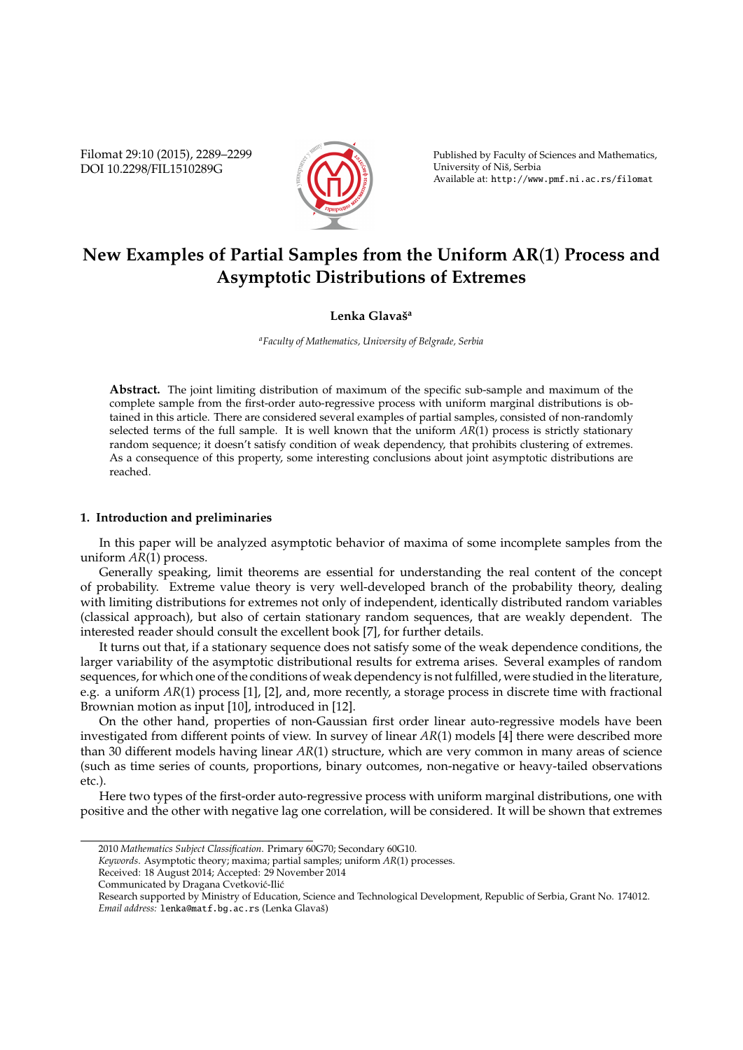# New Examples of Partial Samples from the Uniform AR(1) Process and Asymptotic Distributions of Extremes

**Lenka Glavaš**[a]

[a] *Faculty of Mathematics, University of Belgrade, Serbia*

**Abstract.** The joint limiting distribution of maximum of the specific sub-sample and maximum of the complete sample from the first-order auto-regressive process with uniform marginal distributions is obtained in this article. There are considered several examples of partial samples, consisted of non-randomly selected terms of the full sample. It is well known that the uniform $AR(1)$ process is strictly stationary random sequence; it doesn't satisfy condition of weak dependency, that prohibits clustering of extremes. As a consequence of this property, some interesting conclusions about joint asymptotic distributions are reached.

## 1. Introduction and preliminaries

In this paper will be analyzed asymptotic behavior of maxima of some incomplete samples from the uniform $AR(1)$ process.

Generally speaking, limit theorems are essential for understanding the real content of the concept of probability. Extreme value theory is very well-developed branch of the probability theory, dealing with limiting distributions for extremes not only of independent, identically distributed random variables (classical approach), but also of certain stationary random sequences, that are weakly dependent. The interested reader should consult the excellent book [7], for further details.

It turns out that, if a stationary sequence does not satisfy some of the weak dependence conditions, the larger variability of the asymptotic distributional results for extrema arises. Several examples of random sequences, for which one of the conditions of weak dependency is not fulfilled, were studied in the literature, e.g. a uniform $AR(1)$ process [1], [2], and, more recently, a storage process in discrete time with fractional Brownian motion as input [10], introduced in [12].

On the other hand, properties of non-Gaussian first order linear auto-regressive models have been investigated from different points of view. In survey of linear $AR(1)$ models [4] there were described more than 30 different models having linear $AR(1)$ structure, which are very common in many areas of science (such as time series of counts, proportions, binary outcomes, non-negative or heavy-tailed observations etc.).

Here two types of the first-order auto-regressive process with uniform marginal distributions, one with positive and the other with negative lag one correlation, will be considered. It will be shown that extremes

---

2010 *Mathematics Subject Classification*. Primary 60G70; Secondary 60G10.

*Keywords*. Asymptotic theory; maxima; partial samples; uniform $AR(1)$ processes.

Received: 18 August 2014; Accepted: 29 November 2014

Communicated by Dragana Cvetković-Ilić

Research supported by Ministry of Education, Science and Technological Development, Republic of Serbia, Grant No. 174012.

*Email address:* lenka@matf.bg.ac.rs (Lenka Glavaš)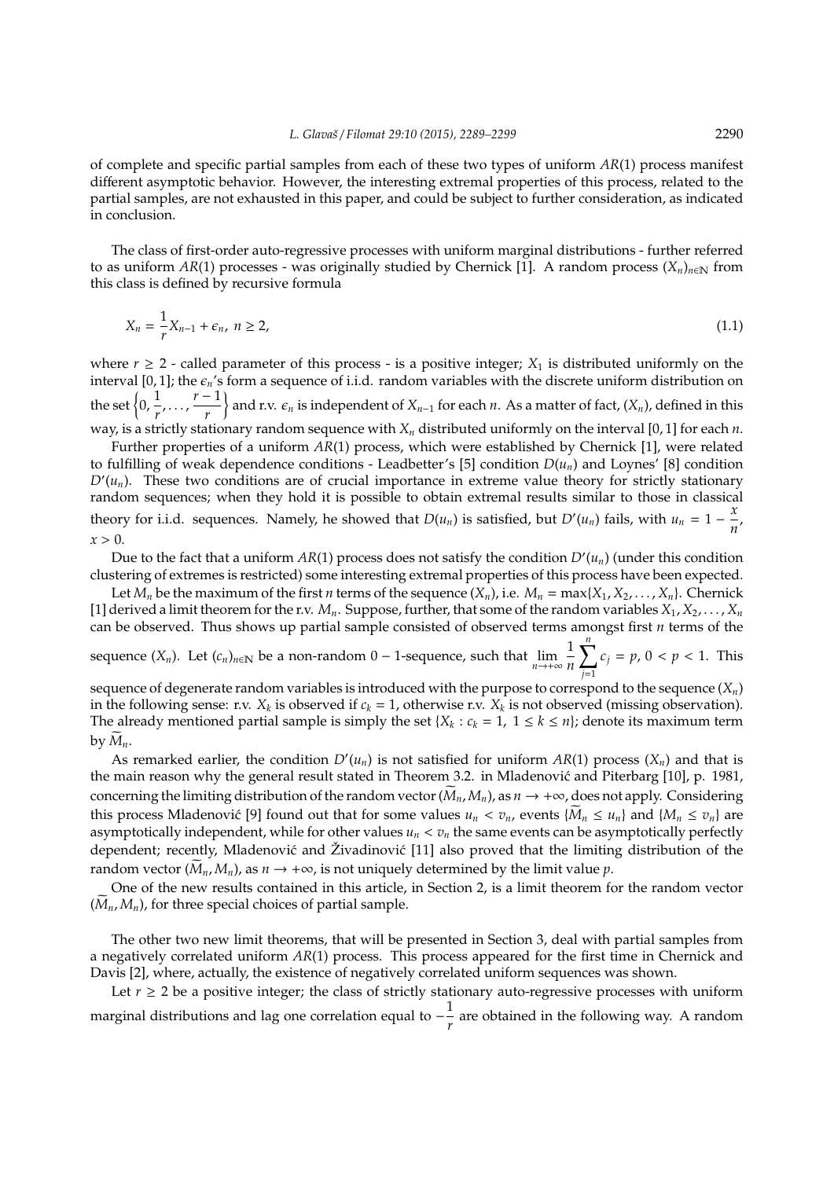of complete and specific partial samples from each of these two types of uniform $AR(1)$ process manifest different asymptotic behavior. However, the interesting extremal properties of this process, related to the partial samples, are not exhausted in this paper, and could be subject to further consideration, as indicated in conclusion.

The class of first-order auto-regressive processes with uniform marginal distributions - further referred to as uniform $AR(1)$ processes - was originally studied by Chernick [1]. A random process $(X_n)_{n\in\mathbb{N}}$ from this class is defined by recursive formula

$$X_n = \frac{1}{r}X_{n-1} + \epsilon_n,\ n \geq 2, \tag{1.1}$$

where $r \geq 2$ - called parameter of this process - is a positive integer; $X_1$ is distributed uniformly on the interval $[0, 1]$; the $\epsilon_n$'s form a sequence of i.i.d. random variables with the discrete uniform distribution on the set $\left\{0, \frac{1}{r}, \ldots, \frac{r-1}{r}\right\}$ and r.v. $\epsilon_n$ is independent of $X_{n-1}$ for each $n$. As a matter of fact, $(X_n)$, defined in this way, is a strictly stationary random sequence with $X_n$ distributed uniformly on the interval $[0, 1]$ for each $n$.

Further properties of a uniform $AR(1)$ process, which were established by Chernick [1], were related to fulfilling of weak dependence conditions - Leadbetter's [5] condition $D(u_n)$ and Loynes' [8] condition $D'(u_n)$. These two conditions are of crucial importance in extreme value theory for strictly stationary random sequences; when they hold it is possible to obtain extremal results similar to those in classical theory for i.i.d. sequences. Namely, he showed that $D(u_n)$ is satisfied, but $D'(u_n)$ fails, with $u_n = 1 - \frac{x}{n}$, $x > 0$.

Due to the fact that a uniform $AR(1)$ process does not satisfy the condition $D'(u_n)$ (under this condition clustering of extremes is restricted) some interesting extremal properties of this process have been expected.

Let $M_n$ be the maximum of the first $n$ terms of the sequence $(X_n)$, i.e. $M_n = \max\{X_1, X_2, \ldots, X_n\}$. Chernick [1] derived a limit theorem for the r.v. $M_n$. Suppose, further, that some of the random variables $X_1, X_2, \ldots, X_n$ can be observed. Thus shows up partial sample consisted of observed terms amongst first $n$ terms of the sequence $(X_n)$. Let $(c_n)_{n\in\mathbb{N}}$ be a non-random $0-1$-sequence, such that $\lim_{n\to+\infty} \frac{1}{n}\sum_{j=1}^{n} c_j = p$, $0 < p < 1$. This sequence of degenerate random variables is introduced with the purpose to correspond to the sequence $(X_n)$ in the following sense: r.v. $X_k$ is observed if $c_k = 1$, otherwise r.v. $X_k$ is not observed (missing observation). The already mentioned partial sample is simply the set $\{X_k : c_k = 1,\ 1 \leq k \leq n\}$; denote its maximum term by $\widetilde{M}_n$.

As remarked earlier, the condition $D'(u_n)$ is not satisfied for uniform $AR(1)$ process $(X_n)$ and that is the main reason why the general result stated in Theorem 3.2. in Mladenović and Piterbarg [10], p. 1981, concerning the limiting distribution of the random vector $(\widetilde{M}_n, M_n)$, as $n \to +\infty$, does not apply. Considering this process Mladenović [9] found out that for some values $u_n < v_n$, events $\{\widetilde{M}_n \leq u_n\}$ and $\{M_n \leq v_n\}$ are asymptotically independent, while for other values $u_n < v_n$ the same events can be asymptotically perfectly dependent; recently, Mladenović and Živadinović [11] also proved that the limiting distribution of the random vector $(\widetilde{M}_n, M_n)$, as $n \to +\infty$, is not uniquely determined by the limit value $p$.

One of the new results contained in this article, in Section 2, is a limit theorem for the random vector $(\widetilde{M}_n, M_n)$, for three special choices of partial sample.

The other two new limit theorems, that will be presented in Section 3, deal with partial samples from a negatively correlated uniform $AR(1)$ process. This process appeared for the first time in Chernick and Davis [2], where, actually, the existence of negatively correlated uniform sequences was shown.

Let $r \geq 2$ be a positive integer; the class of strictly stationary auto-regressive processes with uniform marginal distributions and lag one correlation equal to $-\frac{1}{r}$ are obtained in the following way. A random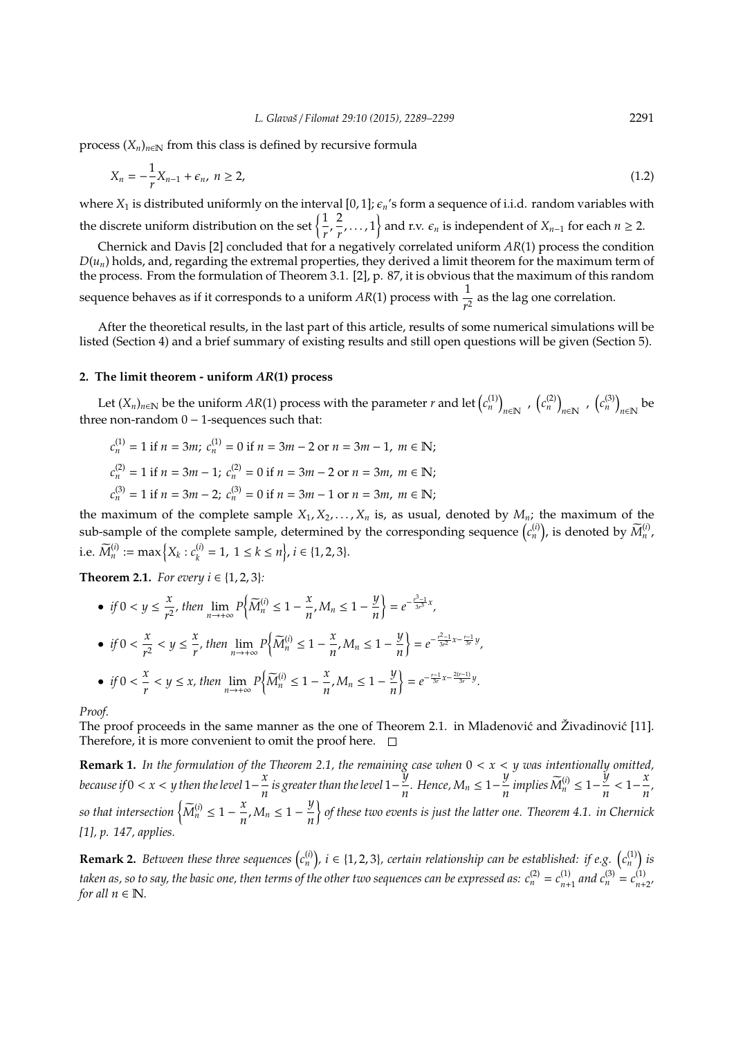process $(X_n)_{n\in\mathbb{N}}$ from this class is defined by recursive formula

$$X_n = -\frac{1}{r}X_{n-1} + \epsilon_n,\ n \geq 2, \tag{1.2}$$

where $X_1$ is distributed uniformly on the interval $[0,1]$; $\epsilon_n$'s form a sequence of i.i.d. random variables with the discrete uniform distribution on the set $\left\{\frac{1}{r}, \frac{2}{r}, \ldots, 1\right\}$ and r.v. $\epsilon_n$ is independent of $X_{n-1}$ for each $n \geq 2$.

Chernick and Davis [2] concluded that for a negatively correlated uniform $AR(1)$ process the condition $D(u_n)$ holds, and, regarding the extremal properties, they derived a limit theorem for the maximum term of the process. From the formulation of Theorem 3.1. [2], p. 87, it is obvious that the maximum of this random sequence behaves as if it corresponds to a uniform $AR(1)$ process with $\frac{1}{r^2}$ as the lag one correlation.

After the theoretical results, in the last part of this article, results of some numerical simulations will be listed (Section 4) and a brief summary of existing results and still open questions will be given (Section 5).

## 2. The limit theorem - uniform AR(1) process

Let $(X_n)_{n\in\mathbb{N}}$ be the uniform $AR(1)$ process with the parameter $r$ and let $\left(c_n^{(1)}\right)_{n\in\mathbb{N}}$, $\left(c_n^{(2)}\right)_{n\in\mathbb{N}}$, $\left(c_n^{(3)}\right)_{n\in\mathbb{N}}$ be three non-random $0-1$-sequences such that:

$c_n^{(1)} = 1$ if $n = 3m$; $c_n^{(1)} = 0$ if $n = 3m-2$ or $n = 3m-1$, $m \in \mathbb{N}$;

$c_n^{(2)} = 1$ if $n = 3m-1$; $c_n^{(2)} = 0$ if $n = 3m-2$ or $n = 3m$, $m \in \mathbb{N}$;

$c_n^{(3)} = 1$ if $n = 3m-2$; $c_n^{(3)} = 0$ if $n = 3m-1$ or $n = 3m$, $m \in \mathbb{N}$;

the maximum of the complete sample $X_1, X_2, \ldots, X_n$ is, as usual, denoted by $M_n$; the maximum of the sub-sample of the complete sample, determined by the corresponding sequence $\left(c_n^{(i)}\right)$, is denoted by $\widetilde{M}_n^{(i)}$, i.e. $\widetilde{M}_n^{(i)} := \max\left\{X_k : c_k^{(i)} = 1,\ 1 \leq k \leq n\right\}$, $i \in \{1,2,3\}$.

**Theorem 2.1.** *For every $i \in \{1,2,3\}$:*

- *if $0 < y \leq \frac{x}{r^2}$, then $\lim_{n\to+\infty} P\left\{\widetilde{M}_n^{(i)} \leq 1-\frac{x}{n}, M_n \leq 1-\frac{y}{n}\right\} = e^{-\frac{r^3-1}{3r^3}x}$,*
- *if $0 < \frac{x}{r^2} < y \leq \frac{x}{r}$, then $\lim_{n\to+\infty} P\left\{\widetilde{M}_n^{(i)} \leq 1-\frac{x}{n}, M_n \leq 1-\frac{y}{n}\right\} = e^{-\frac{r^2-1}{3r^2}x-\frac{r-1}{3r}y}$,*
- *if $0 < \frac{x}{r} < y \leq x$, then $\lim_{n\to+\infty} P\left\{\widetilde{M}_n^{(i)} \leq 1-\frac{x}{n}, M_n \leq 1-\frac{y}{n}\right\} = e^{-\frac{r-1}{3r}x-\frac{2(r-1)}{3r}y}$.*

*Proof.*
The proof proceeds in the same manner as the one of Theorem 2.1. in Mladenović and Živadinović [11]. Therefore, it is more convenient to omit the proof here. $\square$

**Remark 1.** *In the formulation of the Theorem 2.1, the remaining case when $0 < x < y$ was intentionally omitted, because if $0 < x < y$ then the level $1-\frac{x}{n}$ is greater than the level $1-\frac{y}{n}$. Hence, $M_n \leq 1-\frac{y}{n}$ implies $\widetilde{M}_n^{(i)} \leq 1-\frac{y}{n} < 1-\frac{x}{n}$, so that intersection $\left\{\widetilde{M}_n^{(i)} \leq 1-\frac{x}{n}, M_n \leq 1-\frac{y}{n}\right\}$ of these two events is just the latter one. Theorem 4.1. in Chernick [1], p. 147, applies.*

**Remark 2.** *Between these three sequences $\left(c_n^{(i)}\right)$, $i \in \{1,2,3\}$, certain relationship can be established: if e.g. $\left(c_n^{(1)}\right)$ is taken as, so to say, the basic one, then terms of the other two sequences can be expressed as: $c_n^{(2)} = c_{n+1}^{(1)}$ and $c_n^{(3)} = c_{n+2}^{(1)}$, for all $n \in \mathbb{N}$.*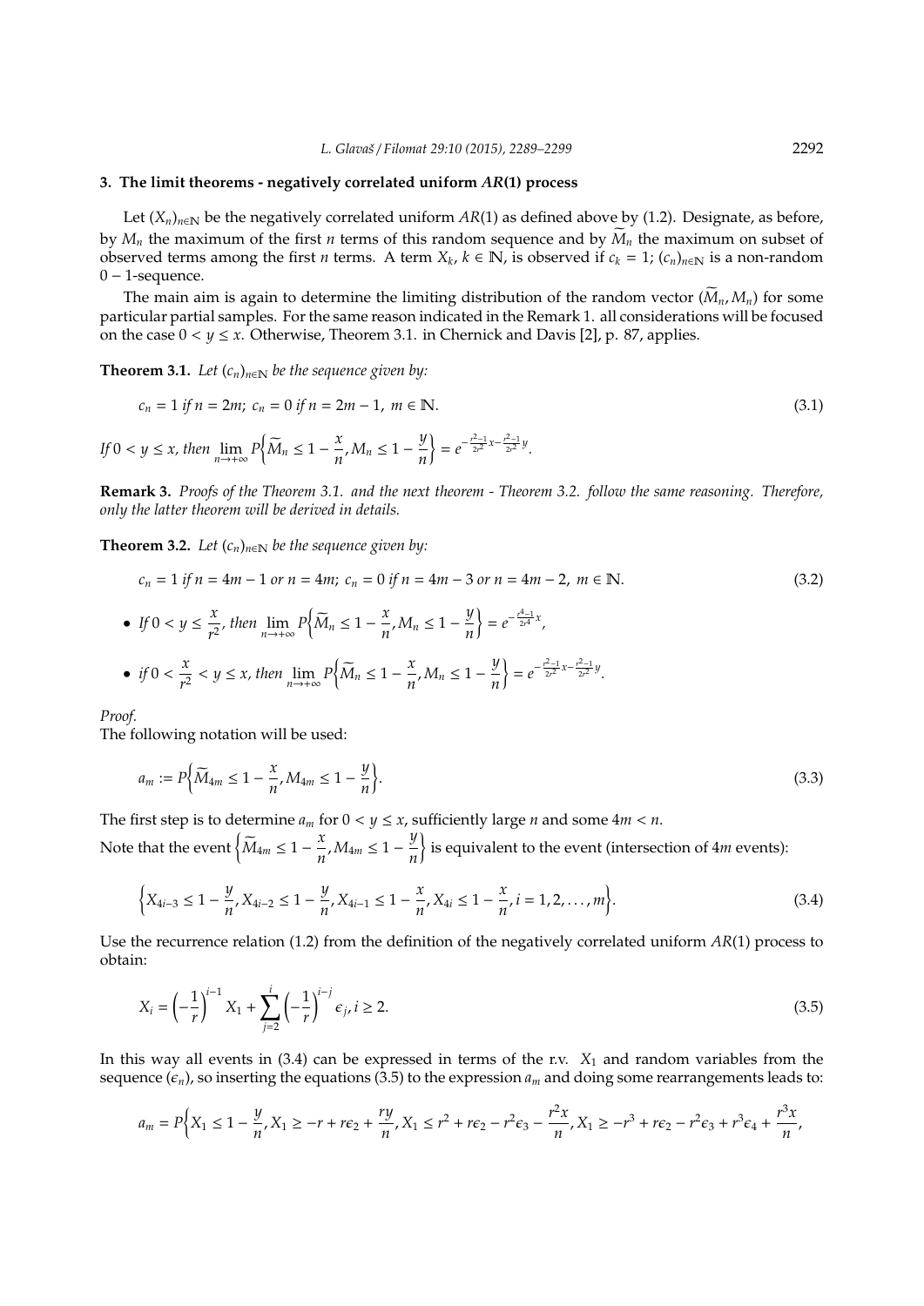## 3. The limit theorems - negatively correlated uniform $AR(1)$ process

Let $(X_n)_{n\in\mathbb{N}}$ be the negatively correlated uniform $AR(1)$ as defined above by (1.2). Designate, as before, by $M_n$ the maximum of the first $n$ terms of this random sequence and by $\widetilde{M}_n$ the maximum on subset of observed terms among the first $n$ terms. A term $X_k$, $k \in \mathbb{N}$, is observed if $c_k = 1$; $(c_n)_{n\in\mathbb{N}}$ is a non-random $0-1$-sequence.

The main aim is again to determine the limiting distribution of the random vector $(\widetilde{M}_n, M_n)$ for some particular partial samples. For the same reason indicated in the Remark 1. all considerations will be focused on the case $0 < y \leq x$. Otherwise, Theorem 3.1. in Chernick and Davis [2], p. 87, applies.

**Theorem 3.1.** *Let $(c_n)_{n\in\mathbb{N}}$ be the sequence given by:*

$$c_n = 1 \text{ if } n = 2m;\ c_n = 0 \text{ if } n = 2m-1,\ m \in \mathbb{N}. \tag{3.1}$$

*If $0 < y \leq x$, then* $\lim_{n\to+\infty} P\left\{\widetilde{M}_n \leq 1-\frac{x}{n}, M_n \leq 1-\frac{y}{n}\right\} = e^{-\frac{r^2-1}{2r^2}x-\frac{r^2-1}{2r^2}y}$.

**Remark 3.** *Proofs of the Theorem 3.1. and the next theorem - Theorem 3.2. follow the same reasoning. Therefore, only the latter theorem will be derived in details.*

**Theorem 3.2.** *Let $(c_n)_{n\in\mathbb{N}}$ be the sequence given by:*

$$c_n = 1 \text{ if } n = 4m-1 \text{ or } n = 4m;\ c_n = 0 \text{ if } n = 4m-3 \text{ or } n = 4m-2,\ m \in \mathbb{N}. \tag{3.2}$$

- *If $0 < y \leq \frac{x}{r^2}$, then* $\lim_{n\to+\infty} P\left\{\widetilde{M}_n \leq 1-\frac{x}{n}, M_n \leq 1-\frac{y}{n}\right\} = e^{-\frac{r^4-1}{2r^4}x}$,
- *if $0 < \frac{x}{r^2} < y \leq x$, then* $\lim_{n\to+\infty} P\left\{\widetilde{M}_n \leq 1-\frac{x}{n}, M_n \leq 1-\frac{y}{n}\right\} = e^{-\frac{r^2-1}{2r^2}x-\frac{r^2-1}{2r^2}y}$.

*Proof.*
The following notation will be used:

$$a_m := P\left\{\widetilde{M}_{4m} \leq 1-\frac{x}{n}, M_{4m} \leq 1-\frac{y}{n}\right\}. \tag{3.3}$$

The first step is to determine $a_m$ for $0 < y \leq x$, sufficiently large $n$ and some $4m < n$.
Note that the event $\left\{\widetilde{M}_{4m} \leq 1-\frac{x}{n}, M_{4m} \leq 1-\frac{y}{n}\right\}$ is equivalent to the event (intersection of $4m$ events):

$$\left\{X_{4i-3} \leq 1-\frac{y}{n}, X_{4i-2} \leq 1-\frac{y}{n}, X_{4i-1} \leq 1-\frac{x}{n}, X_{4i} \leq 1-\frac{x}{n}, i = 1, 2, \ldots, m\right\}. \tag{3.4}$$

Use the recurrence relation (1.2) from the definition of the negatively correlated uniform $AR(1)$ process to obtain:

$$X_i = \left(-\frac{1}{r}\right)^{i-1} X_1 + \sum_{j=2}^{i} \left(-\frac{1}{r}\right)^{i-j} \epsilon_j, i \geq 2. \tag{3.5}$$

In this way all events in (3.4) can be expressed in terms of the r.v. $X_1$ and random variables from the sequence $(\epsilon_n)$, so inserting the equations (3.5) to the expression $a_m$ and doing some rearrangements leads to:

$$a_m = P\Big\{X_1 \leq 1-\frac{y}{n}, X_1 \geq -r + r\epsilon_2 + \frac{ry}{n}, X_1 \leq r^2 + r\epsilon_2 - r^2\epsilon_3 - \frac{r^2x}{n}, X_1 \geq -r^3 + r\epsilon_2 - r^2\epsilon_3 + r^3\epsilon_4 + \frac{r^3x}{n},$$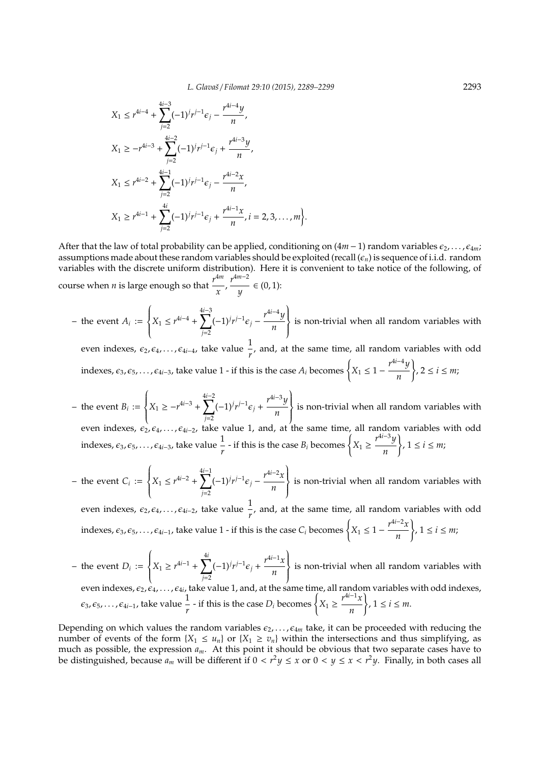$$
\begin{aligned}
& X_1 \le r^{4i-4} + \sum_{j=2}^{4i-3} (-1)^j r^{j-1} \epsilon_j - \frac{r^{4i-4} y}{n}, \\
& X_1 \ge -r^{4i-3} + \sum_{j=2}^{4i-2} (-1)^j r^{j-1} \epsilon_j + \frac{r^{4i-3} y}{n}, \\
& X_1 \le r^{4i-2} + \sum_{j=2}^{4i-1} (-1)^j r^{j-1} \epsilon_j - \frac{r^{4i-2} x}{n}, \\
& X_1 \ge r^{4i-1} + \sum_{j=2}^{4i} (-1)^j r^{j-1} \epsilon_j + \frac{r^{4i-1} x}{n}, i = 2, 3, \ldots, m \Big\}.
\end{aligned}
$$

After that the law of total probability can be applied, conditioning on $(4m-1)$ random variables $\epsilon_2, \ldots, \epsilon_{4m}$; assumptions made about these random variables should be exploited (recall $(\epsilon_n)$ is sequence of i.i.d. random variables with the discrete uniform distribution). Here it is convenient to take notice of the following, of course when $n$ is large enough so that $\frac{r^{4m}}{x}, \frac{r^{4m-2}}{y} \in (0, 1)$:

- the event $A_i := \left\{ X_1 \le r^{4i-4} + \sum_{j=2}^{4i-3} (-1)^j r^{j-1} \epsilon_j - \frac{r^{4i-4} y}{n} \right\}$ is non-trivial when all random variables with even indexes, $\epsilon_2, \epsilon_4, \ldots, \epsilon_{4i-4}$, take value $\frac{1}{r}$, and, at the same time, all random variables with odd indexes, $\epsilon_3, \epsilon_5, \ldots, \epsilon_{4i-3}$, take value 1 - if this is the case $A_i$ becomes $\left\{ X_1 \le 1 - \frac{r^{4i-4} y}{n} \right\}$, $2 \le i \le m$;
- the event $B_i := \left\{ X_1 \ge -r^{4i-3} + \sum_{j=2}^{4i-2} (-1)^j r^{j-1} \epsilon_j + \frac{r^{4i-3} y}{n} \right\}$ is non-trivial when all random variables with even indexes, $\epsilon_2, \epsilon_4, \ldots, \epsilon_{4i-2}$, take value 1, and, at the same time, all random variables with odd indexes, $\epsilon_3, \epsilon_5, \ldots, \epsilon_{4i-3}$, take value $\frac{1}{r}$ - if this is the case $B_i$ becomes $\left\{ X_1 \ge \frac{r^{4i-3} y}{n} \right\}$, $1 \le i \le m$;
- the event $C_i := \left\{ X_1 \le r^{4i-2} + \sum_{j=2}^{4i-1} (-1)^j r^{j-1} \epsilon_j - \frac{r^{4i-2} x}{n} \right\}$ is non-trivial when all random variables with even indexes, $\epsilon_2, \epsilon_4, \ldots, \epsilon_{4i-2}$, take value $\frac{1}{r}$, and, at the same time, all random variables with odd indexes, $\epsilon_3, \epsilon_5, \ldots, \epsilon_{4i-1}$, take value 1 - if this is the case $C_i$ becomes $\left\{ X_1 \le 1 - \frac{r^{4i-2} x}{n} \right\}$, $1 \le i \le m$;
- the event $D_i := \left\{ X_1 \ge r^{4i-1} + \sum_{j=2}^{4i} (-1)^j r^{j-1} \epsilon_j + \frac{r^{4i-1} x}{n} \right\}$ is non-trivial when all random variables with even indexes, $\epsilon_2, \epsilon_4, \ldots, \epsilon_{4i}$, take value 1, and, at the same time, all random variables with odd indexes, $\epsilon_3, \epsilon_5, \ldots, \epsilon_{4i-1}$, take value $\frac{1}{r}$ - if this is the case $D_i$ becomes $\left\{ X_1 \ge \frac{r^{4i-1} x}{n} \right\}$, $1 \le i \le m$.

Depending on which values the random variables $\epsilon_2, \ldots, \epsilon_{4m}$ take, it can be proceeded with reducing the number of events of the form $\{X_1 \le u_n\}$ or $\{X_1 \ge v_n\}$ within the intersections and thus simplifying, as much as possible, the expression $a_m$. At this point it should be obvious that two separate cases have to be distinguished, because $a_m$ will be different if $0 < r^2 y \le x$ or $0 < y \le x < r^2 y$. Finally, in both cases all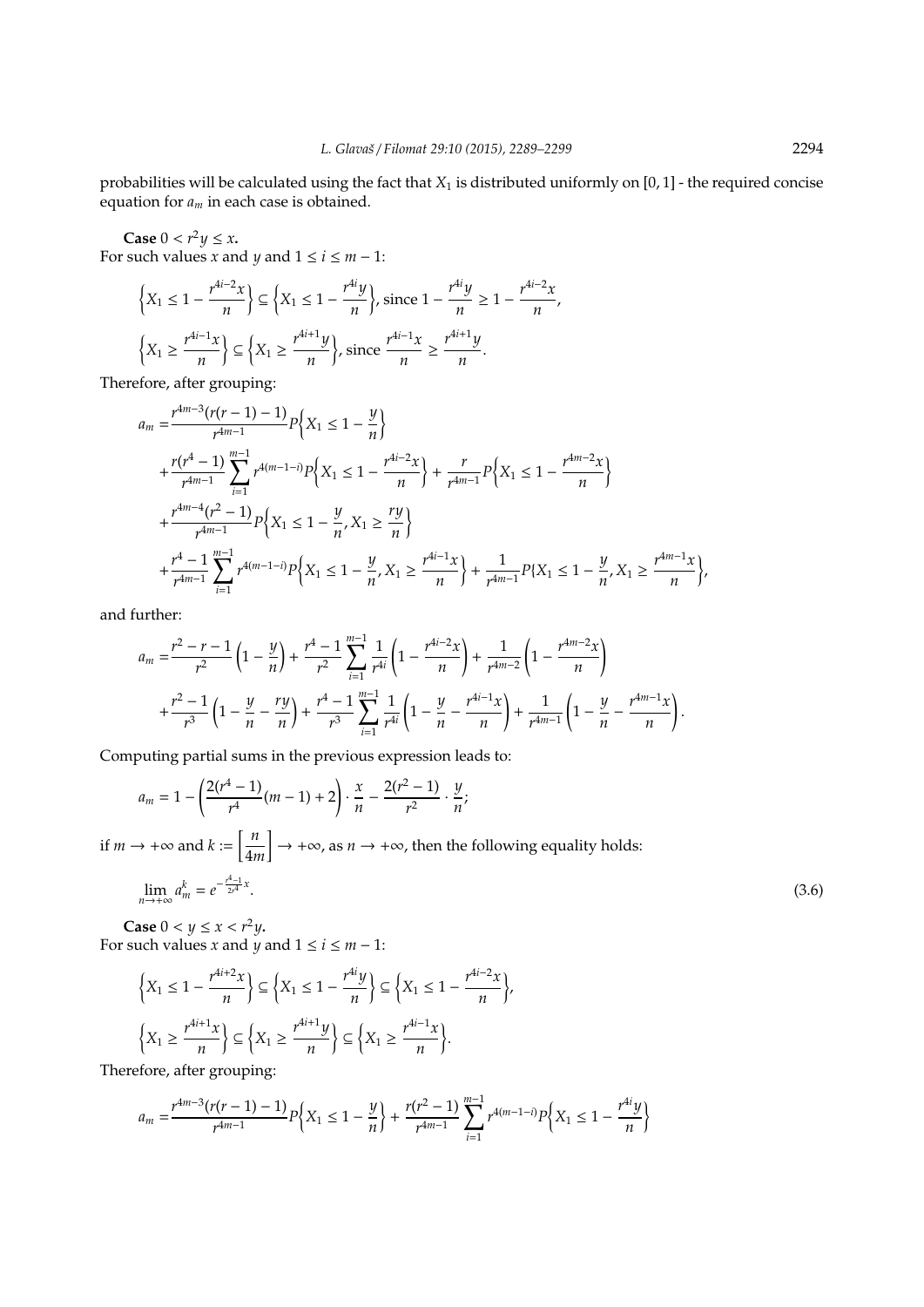probabilities will be calculated using the fact that $X_1$ is distributed uniformly on $[0, 1]$ - the required concise equation for $a_m$ in each case is obtained.

**Case** $0 < r^2 y \leq x$.
For such values $x$ and $y$ and $1 \leq i \leq m-1$:

$$\left\{X_1 \leq 1 - \frac{r^{4i-2}x}{n}\right\} \subseteq \left\{X_1 \leq 1 - \frac{r^{4i}y}{n}\right\}, \text{ since } 1 - \frac{r^{4i}y}{n} \geq 1 - \frac{r^{4i-2}x}{n},$$

$$\left\{X_1 \geq \frac{r^{4i-1}x}{n}\right\} \subseteq \left\{X_1 \geq \frac{r^{4i+1}y}{n}\right\}, \text{ since } \frac{r^{4i-1}x}{n} \geq \frac{r^{4i+1}y}{n}.$$

Therefore, after grouping:

$$\begin{aligned}
a_m =& \frac{r^{4m-3}(r(r-1)-1)}{r^{4m-1}} P\left\{X_1 \leq 1 - \frac{y}{n}\right\} \\
&+ \frac{r(r^4-1)}{r^{4m-1}} \sum_{i=1}^{m-1} r^{4(m-1-i)} P\left\{X_1 \leq 1 - \frac{r^{4i-2}x}{n}\right\} + \frac{r}{r^{4m-1}} P\left\{X_1 \leq 1 - \frac{r^{4m-2}x}{n}\right\} \\
&+ \frac{r^{4m-4}(r^2-1)}{r^{4m-1}} P\left\{X_1 \leq 1 - \frac{y}{n}, X_1 \geq \frac{ry}{n}\right\} \\
&+ \frac{r^4-1}{r^{4m-1}} \sum_{i=1}^{m-1} r^{4(m-1-i)} P\left\{X_1 \leq 1 - \frac{y}{n}, X_1 \geq \frac{r^{4i-1}x}{n}\right\} + \frac{1}{r^{4m-1}} P\{X_1 \leq 1 - \frac{y}{n}, X_1 \geq \frac{r^{4m-1}x}{n}\right\},
\end{aligned}$$

and further:

$$\begin{aligned}
a_m =& \frac{r^2-r-1}{r^2}\left(1 - \frac{y}{n}\right) + \frac{r^4-1}{r^2} \sum_{i=1}^{m-1} \frac{1}{r^{4i}}\left(1 - \frac{r^{4i-2}x}{n}\right) + \frac{1}{r^{4m-2}}\left(1 - \frac{r^{4m-2}x}{n}\right) \\
&+ \frac{r^2-1}{r^3}\left(1 - \frac{y}{n} - \frac{ry}{n}\right) + \frac{r^4-1}{r^3} \sum_{i=1}^{m-1} \frac{1}{r^{4i}}\left(1 - \frac{y}{n} - \frac{r^{4i-1}x}{n}\right) + \frac{1}{r^{4m-1}}\left(1 - \frac{y}{n} - \frac{r^{4m-1}x}{n}\right).
\end{aligned}$$

Computing partial sums in the previous expression leads to:

$$a_m = 1 - \left(\frac{2(r^4-1)}{r^4}(m-1) + 2\right) \cdot \frac{x}{n} - \frac{2(r^2-1)}{r^2} \cdot \frac{y}{n};$$

if $m \to +\infty$ and $k := \left[\frac{n}{4m}\right] \to +\infty$, as $n \to +\infty$, then the following equality holds:

$$\lim_{n \to +\infty} a_m^k = e^{-\frac{r^4-1}{2r^4}x}. \tag{3.6}$$

**Case** $0 < y \leq x < r^2 y$.
For such values $x$ and $y$ and $1 \leq i \leq m-1$:

$$\left\{X_1 \leq 1 - \frac{r^{4i+2}x}{n}\right\} \subseteq \left\{X_1 \leq 1 - \frac{r^{4i}y}{n}\right\} \subseteq \left\{X_1 \leq 1 - \frac{r^{4i-2}x}{n}\right\},$$

$$\left\{X_1 \geq \frac{r^{4i+1}x}{n}\right\} \subseteq \left\{X_1 \geq \frac{r^{4i+1}y}{n}\right\} \subseteq \left\{X_1 \geq \frac{r^{4i-1}x}{n}\right\}.$$

Therefore, after grouping:

$$a_m = \frac{r^{4m-3}(r(r-1)-1)}{r^{4m-1}} P\left\{X_1 \leq 1 - \frac{y}{n}\right\} + \frac{r(r^2-1)}{r^{4m-1}} \sum_{i=1}^{m-1} r^{4(m-1-i)} P\left\{X_1 \leq 1 - \frac{r^{4i}y}{n}\right\}$$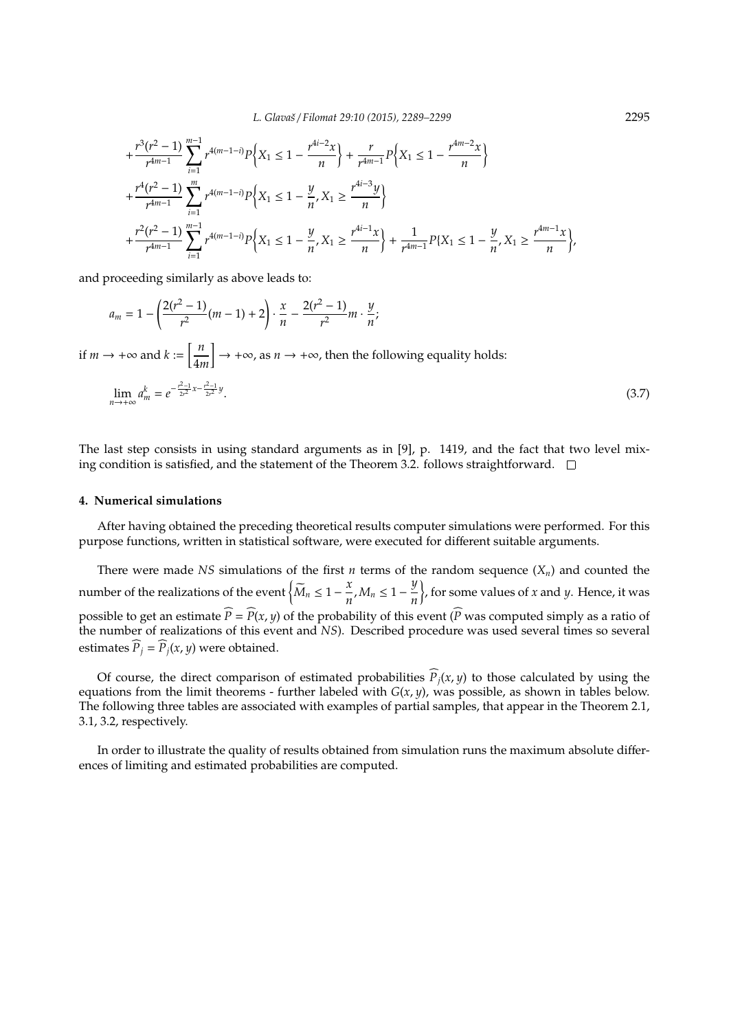$$
\begin{aligned}
&+\frac{r^3(r^2-1)}{r^{4m-1}}\sum_{i=1}^{m-1} r^{4(m-1-i)}P\Big\{X_1 \le 1-\frac{r^{4i-2}x}{n}\Big\} + \frac{r}{r^{4m-1}}P\Big\{X_1 \le 1-\frac{r^{4m-2}x}{n}\Big\}\\
&+\frac{r^4(r^2-1)}{r^{4m-1}}\sum_{i=1}^{m} r^{4(m-1-i)}P\Big\{X_1 \le 1-\frac{y}{n}, X_1 \ge \frac{r^{4i-3}y}{n}\Big\}\\
&+\frac{r^2(r^2-1)}{r^{4m-1}}\sum_{i=1}^{m-1} r^{4(m-1-i)}P\Big\{X_1 \le 1-\frac{y}{n}, X_1 \ge \frac{r^{4i-1}x}{n}\Big\} + \frac{1}{r^{4m-1}}P\{X_1 \le 1-\frac{y}{n}, X_1 \ge \frac{r^{4m-1}x}{n}\Big\},
\end{aligned}
$$

and proceeding similarly as above leads to:

$$
a_m = 1 - \left(\frac{2(r^2-1)}{r^2}(m-1)+2\right)\cdot\frac{x}{n} - \frac{2(r^2-1)}{r^2}m\cdot\frac{y}{n};
$$

if $m \to +\infty$ and $k := \left[\dfrac{n}{4m}\right] \to +\infty$, as $n \to +\infty$, then the following equality holds:

$$
\lim_{n\to+\infty} a_m^k = e^{-\frac{r^2-1}{2r^2}x - \frac{r^2-1}{2r^2}y}. \tag{3.7}
$$

The last step consists in using standard arguments as in [9], p. 1419, and the fact that two level mixing condition is satisfied, and the statement of the Theorem 3.2. follows straightforward. □

## 4. Numerical simulations

After having obtained the preceding theoretical results computer simulations were performed. For this purpose functions, written in statistical software, were executed for different suitable arguments.

There were made $NS$ simulations of the first $n$ terms of the random sequence $(X_n)$ and counted the number of the realizations of the event $\left\{\widetilde{M}_n \le 1-\dfrac{x}{n}, M_n \le 1-\dfrac{y}{n}\right\}$, for some values of $x$ and $y$. Hence, it was possible to get an estimate $\widehat{P} = \widehat{P}(x,y)$ of the probability of this event ($\widehat{P}$ was computed simply as a ratio of the number of realizations of this event and $NS$). Described procedure was used several times so several estimates $\widehat{P}_j = \widehat{P}_j(x,y)$ were obtained.

Of course, the direct comparison of estimated probabilities $\widehat{P}_j(x,y)$ to those calculated by using the equations from the limit theorems - further labeled with $G(x,y)$, was possible, as shown in tables below. The following three tables are associated with examples of partial samples, that appear in the Theorem 2.1, 3.1, 3.2, respectively.

In order to illustrate the quality of results obtained from simulation runs the maximum absolute differences of limiting and estimated probabilities are computed.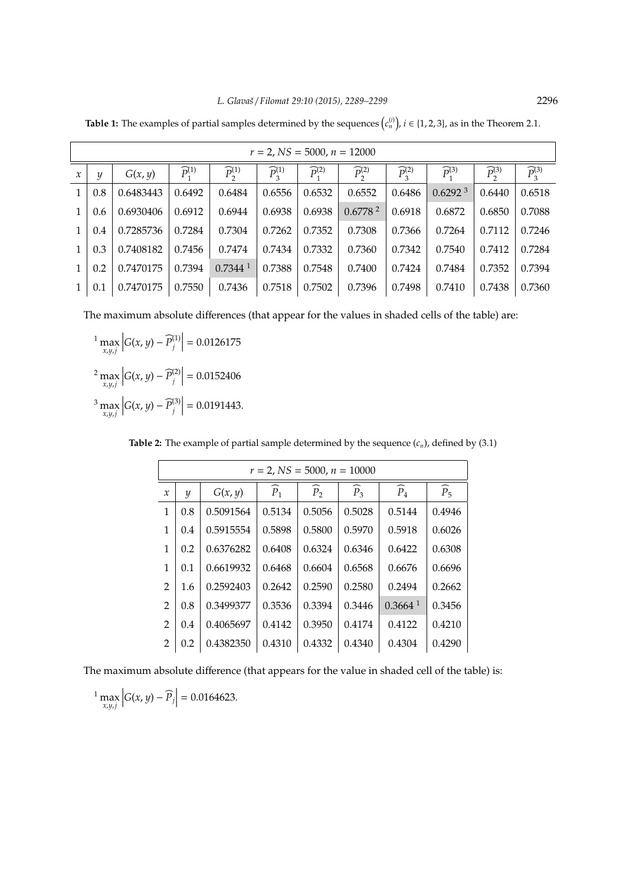**Table 1:** The examples of partial samples determined by the sequences $\left(c_n^{(i)}\right)$, $i \in \{1, 2, 3\}$, as in the Theorem 2.1.

| $r = 2$, $NS = 5000$, $n = 12000$ | | | | | | | | | | | |
|---|---|---|---|---|---|---|---|---|---|---|---|
| $x$ | $y$ | $G(x,y)$ | $\widehat{P}_1^{(1)}$ | $\widehat{P}_2^{(1)}$ | $\widehat{P}_3^{(1)}$ | $\widehat{P}_1^{(2)}$ | $\widehat{P}_2^{(2)}$ | $\widehat{P}_3^{(2)}$ | $\widehat{P}_1^{(3)}$ | $\widehat{P}_2^{(3)}$ | $\widehat{P}_3^{(3)}$ |
| 1 | 0.8 | 0.6483443 | 0.6492 | 0.6484 | 0.6556 | 0.6532 | 0.6552 | 0.6486 | 0.6292 [3] | 0.6440 | 0.6518 |
| 1 | 0.6 | 0.6930406 | 0.6912 | 0.6944 | 0.6938 | 0.6938 | 0.6778 [2] | 0.6918 | 0.6872 | 0.6850 | 0.7088 |
| 1 | 0.4 | 0.7285736 | 0.7284 | 0.7304 | 0.7262 | 0.7352 | 0.7308 | 0.7366 | 0.7264 | 0.7112 | 0.7246 |
| 1 | 0.3 | 0.7408182 | 0.7456 | 0.7474 | 0.7434 | 0.7332 | 0.7360 | 0.7342 | 0.7540 | 0.7412 | 0.7284 |
| 1 | 0.2 | 0.7470175 | 0.7394 | 0.7344 [1] | 0.7388 | 0.7548 | 0.7400 | 0.7424 | 0.7484 | 0.7352 | 0.7394 |
| 1 | 0.1 | 0.7470175 | 0.7550 | 0.7436 | 0.7518 | 0.7502 | 0.7396 | 0.7498 | 0.7410 | 0.7438 | 0.7360 |

The maximum absolute differences (that appear for the values in shaded cells of the table) are:

[1] $\max\limits_{x,y,j} \left| G(x,y) - \widehat{P}_j^{(1)} \right| = 0.0126175$

[2] $\max\limits_{x,y,j} \left| G(x,y) - \widehat{P}_j^{(2)} \right| = 0.0152406$

[3] $\max\limits_{x,y,j} \left| G(x,y) - \widehat{P}_j^{(3)} \right| = 0.0191443.$

**Table 2:** The example of partial sample determined by the sequence $(c_n)$, defined by (3.1)

| $r = 2$, $NS = 5000$, $n = 10000$ | | | | | | | |
|---|---|---|---|---|---|---|---|
| $x$ | $y$ | $G(x,y)$ | $\widehat{P}_1$ | $\widehat{P}_2$ | $\widehat{P}_3$ | $\widehat{P}_4$ | $\widehat{P}_5$ |
| 1 | 0.8 | 0.5091564 | 0.5134 | 0.5056 | 0.5028 | 0.5144 | 0.4946 |
| 1 | 0.4 | 0.5915554 | 0.5898 | 0.5800 | 0.5970 | 0.5918 | 0.6026 |
| 1 | 0.2 | 0.6376282 | 0.6408 | 0.6324 | 0.6346 | 0.6422 | 0.6308 |
| 1 | 0.1 | 0.6619932 | 0.6468 | 0.6604 | 0.6568 | 0.6676 | 0.6696 |
| 2 | 1.6 | 0.2592403 | 0.2642 | 0.2590 | 0.2580 | 0.2494 | 0.2662 |
| 2 | 0.8 | 0.3499377 | 0.3536 | 0.3394 | 0.3446 | 0.3664 [1] | 0.3456 |
| 2 | 0.4 | 0.4065697 | 0.4142 | 0.3950 | 0.4174 | 0.4122 | 0.4210 |
| 2 | 0.2 | 0.4382350 | 0.4310 | 0.4332 | 0.4340 | 0.4304 | 0.4290 |

The maximum absolute difference (that appears for the value in shaded cell of the table) is:

[1] $\max\limits_{x,y,j} \left| G(x,y) - \widehat{P}_j \right| = 0.0164623.$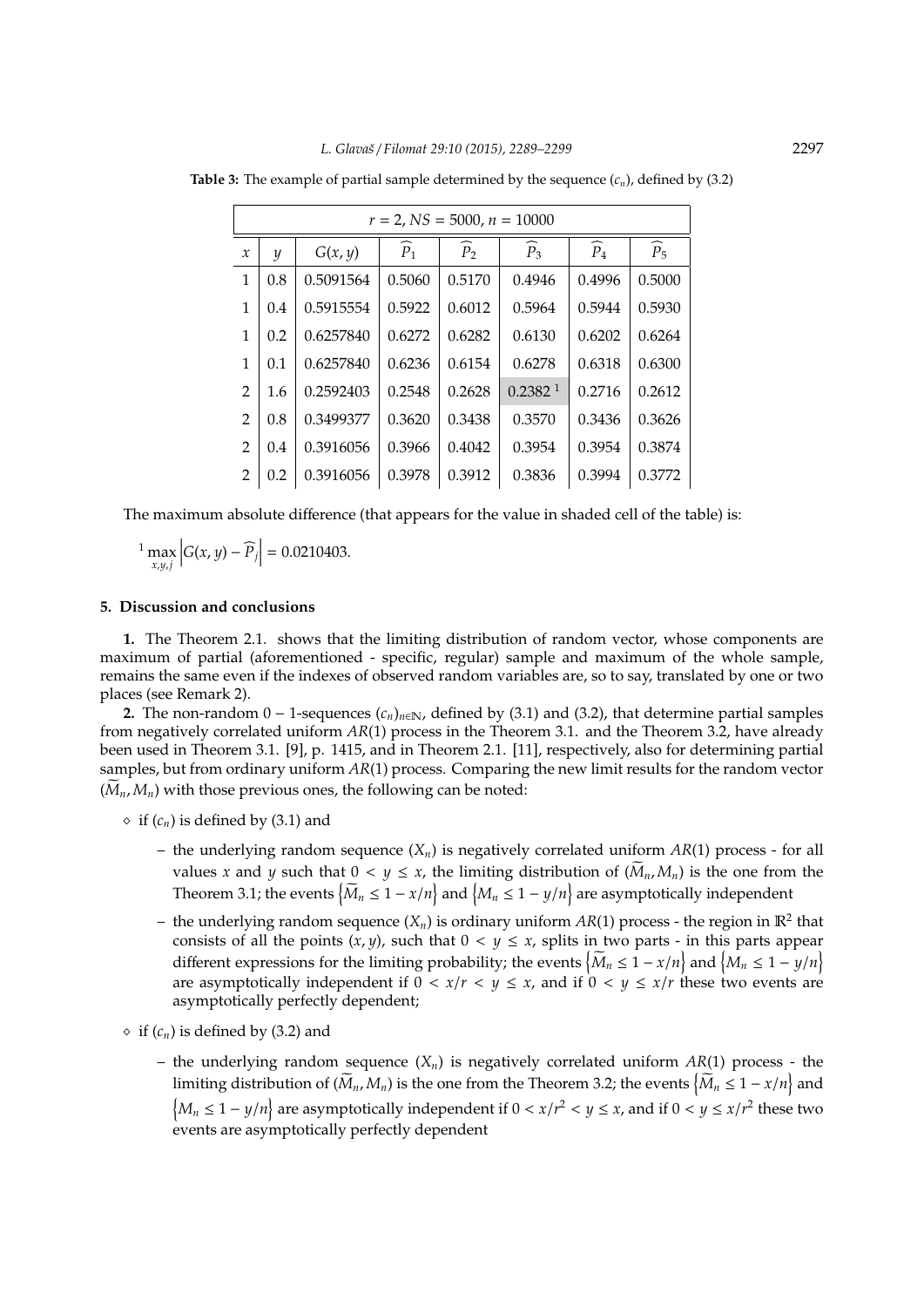**Table 3:** The example of partial sample determined by the sequence $(c_n)$, defined by (3.2)

| $r = 2$, $NS = 5000$, $n = 10000$ | | | | | | | |
|---|---|---|---|---|---|---|---|
| $x$ | $y$ | $G(x,y)$ | $\widehat{P}_1$ | $\widehat{P}_2$ | $\widehat{P}_3$ | $\widehat{P}_4$ | $\widehat{P}_5$ |
| 1 | 0.8 | 0.5091564 | 0.5060 | 0.5170 | 0.4946 | 0.4996 | 0.5000 |
| 1 | 0.4 | 0.5915554 | 0.5922 | 0.6012 | 0.5964 | 0.5944 | 0.5930 |
| 1 | 0.2 | 0.6257840 | 0.6272 | 0.6282 | 0.6130 | 0.6202 | 0.6264 |
| 1 | 0.1 | 0.6257840 | 0.6236 | 0.6154 | 0.6278 | 0.6318 | 0.6300 |
| 2 | 1.6 | 0.2592403 | 0.2548 | 0.2628 | 0.2382 [1] | 0.2716 | 0.2612 |
| 2 | 0.8 | 0.3499377 | 0.3620 | 0.3438 | 0.3570 | 0.3436 | 0.3626 |
| 2 | 0.4 | 0.3916056 | 0.3966 | 0.4042 | 0.3954 | 0.3954 | 0.3874 |
| 2 | 0.2 | 0.3916056 | 0.3978 | 0.3912 | 0.3836 | 0.3994 | 0.3772 |

The maximum absolute difference (that appears for the value in shaded cell of the table) is:

[1] $\max_{x,y,j} \left| G(x,y) - \widehat{P}_j \right| = 0.0210403.$

## 5. Discussion and conclusions

**1.** The Theorem 2.1. shows that the limiting distribution of random vector, whose components are maximum of partial (aforementioned - specific, regular) sample and maximum of the whole sample, remains the same even if the indexes of observed random variables are, so to say, translated by one or two places (see Remark 2).

**2.** The non-random $0-1$-sequences $(c_n)_{n \in \mathbb{N}}$, defined by (3.1) and (3.2), that determine partial samples from negatively correlated uniform $AR(1)$ process in the Theorem 3.1. and the Theorem 3.2, have already been used in Theorem 3.1. [9], p. 1415, and in Theorem 2.1. [11], respectively, also for determining partial samples, but from ordinary uniform $AR(1)$ process. Comparing the new limit results for the random vector $(\widetilde{M}_n, M_n)$ with those previous ones, the following can be noted:

- if $(c_n)$ is defined by (3.1) and
  - the underlying random sequence $(X_n)$ is negatively correlated uniform $AR(1)$ process - for all values $x$ and $y$ such that $0 < y \leq x$, the limiting distribution of $(\widetilde{M}_n, M_n)$ is the one from the Theorem 3.1; the events $\left\{\widetilde{M}_n \leq 1 - x/n\right\}$ and $\left\{M_n \leq 1 - y/n\right\}$ are asymptotically independent
  - the underlying random sequence $(X_n)$ is ordinary uniform $AR(1)$ process - the region in $\mathbb{R}^2$ that consists of all the points $(x, y)$, such that $0 < y \leq x$, splits in two parts - in this parts appear different expressions for the limiting probability; the events $\left\{\widetilde{M}_n \leq 1 - x/n\right\}$ and $\left\{M_n \leq 1 - y/n\right\}$ are asymptotically independent if $0 < x/r < y \leq x$, and if $0 < y \leq x/r$ these two events are asymptotically perfectly dependent;
- if $(c_n)$ is defined by (3.2) and
  - the underlying random sequence $(X_n)$ is negatively correlated uniform $AR(1)$ process - the limiting distribution of $(\widetilde{M}_n, M_n)$ is the one from the Theorem 3.2; the events $\left\{\widetilde{M}_n \leq 1 - x/n\right\}$ and $\left\{M_n \leq 1 - y/n\right\}$ are asymptotically independent if $0 < x/r^2 < y \leq x$, and if $0 < y \leq x/r^2$ these two events are asymptotically perfectly dependent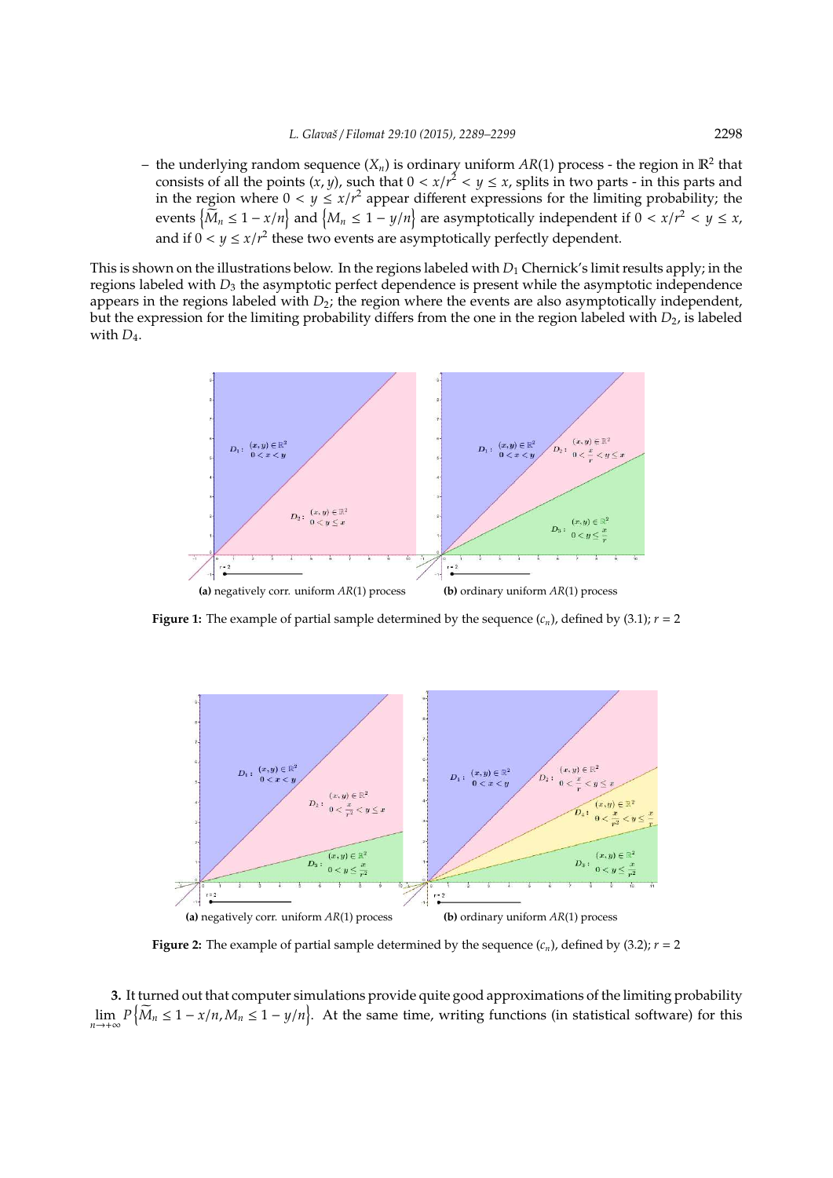– the underlying random sequence $(X_n)$ is ordinary uniform $AR(1)$ process - the region in $\mathbb{R}^2$ that consists of all the points $(x, y)$, such that $0 < x/r^2 < y \le x$, splits in two parts - in this parts and in the region where $0 < y \le x/r^2$ appear different expressions for the limiting probability; the events $\{\widetilde{M}_n \le 1 - x/n\}$ and $\{M_n \le 1 - y/n\}$ are asymptotically independent if $0 < x/r^2 < y \le x$, and if $0 < y \le x/r^2$ these two events are asymptotically perfectly dependent.

This is shown on the illustrations below. In the regions labeled with $D_1$ Chernick's limit results apply; in the regions labeled with $D_3$ the asymptotic perfect dependence is present while the asymptotic independence appears in the regions labeled with $D_2$; the region where the events are also asymptotically independent, but the expression for the limiting probability differs from the one in the region labeled with $D_2$, is labeled with $D_4$.

(a) negatively corr. uniform $AR(1)$ process (b) ordinary uniform $AR(1)$ process

**Figure 1:** The example of partial sample determined by the sequence $(c_n)$, defined by (3.1); $r = 2$

(a) negatively corr. uniform $AR(1)$ process (b) ordinary uniform $AR(1)$ process

**Figure 2:** The example of partial sample determined by the sequence $(c_n)$, defined by (3.2); $r = 2$

**3.** It turned out that computer simulations provide quite good approximations of the limiting probability $\lim_{n\to+\infty} P\{\widetilde{M}_n \le 1 - x/n, M_n \le 1 - y/n\}$. At the same time, writing functions (in statistical software) for this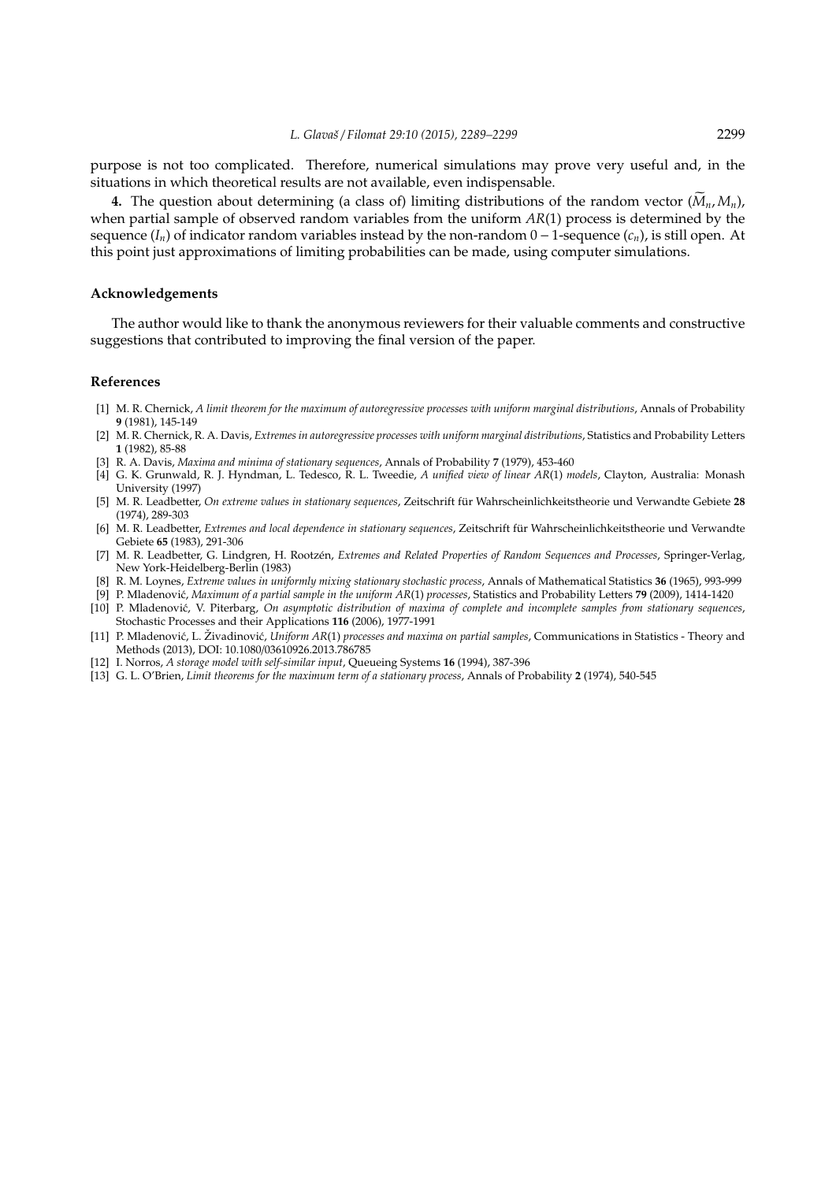purpose is not too complicated. Therefore, numerical simulations may prove very useful and, in the situations in which theoretical results are not available, even indispensable.

**4.** The question about determining (a class of) limiting distributions of the random vector $(\widetilde{M}_n, M_n)$, when partial sample of observed random variables from the uniform $AR(1)$ process is determined by the sequence $(I_n)$ of indicator random variables instead by the non-random $0-1$-sequence $(c_n)$, is still open. At this point just approximations of limiting probabilities can be made, using computer simulations.

## Acknowledgements

The author would like to thank the anonymous reviewers for their valuable comments and constructive suggestions that contributed to improving the final version of the paper.

## References

[1] M. R. Chernick, *A limit theorem for the maximum of autoregressive processes with uniform marginal distributions*, Annals of Probability **9** (1981), 145-149

[2] M. R. Chernick, R. A. Davis, *Extremes in autoregressive processes with uniform marginal distributions*, Statistics and Probability Letters **1** (1982), 85-88

[3] R. A. Davis, *Maxima and minima of stationary sequences*, Annals of Probability **7** (1979), 453-460

[4] G. K. Grunwald, R. J. Hyndman, L. Tedesco, R. L. Tweedie, *A unified view of linear AR(1) models*, Clayton, Australia: Monash University (1997)

[5] M. R. Leadbetter, *On extreme values in stationary sequences*, Zeitschrift für Wahrscheinlichkeitstheorie und Verwandte Gebiete **28** (1974), 289-303

[6] M. R. Leadbetter, *Extremes and local dependence in stationary sequences*, Zeitschrift für Wahrscheinlichkeitstheorie und Verwandte Gebiete **65** (1983), 291-306

[7] M. R. Leadbetter, G. Lindgren, H. Rootzén, *Extremes and Related Properties of Random Sequences and Processes*, Springer-Verlag, New York-Heidelberg-Berlin (1983)

[8] R. M. Loynes, *Extreme values in uniformly mixing stationary stochastic process*, Annals of Mathematical Statistics **36** (1965), 993-999

[9] P. Mladenović, *Maximum of a partial sample in the uniform AR(1) processes*, Statistics and Probability Letters **79** (2009), 1414-1420

[10] P. Mladenović, V. Piterbarg, *On asymptotic distribution of maxima of complete and incomplete samples from stationary sequences*, Stochastic Processes and their Applications **116** (2006), 1977-1991

[11] P. Mladenović, L. Živadinović, *Uniform AR(1) processes and maxima on partial samples*, Communications in Statistics - Theory and Methods (2013), DOI: 10.1080/03610926.2013.786785

[12] I. Norros, *A storage model with self-similar input*, Queueing Systems **16** (1994), 387-396

[13] G. L. O'Brien, *Limit theorems for the maximum term of a stationary process*, Annals of Probability **2** (1974), 540-545